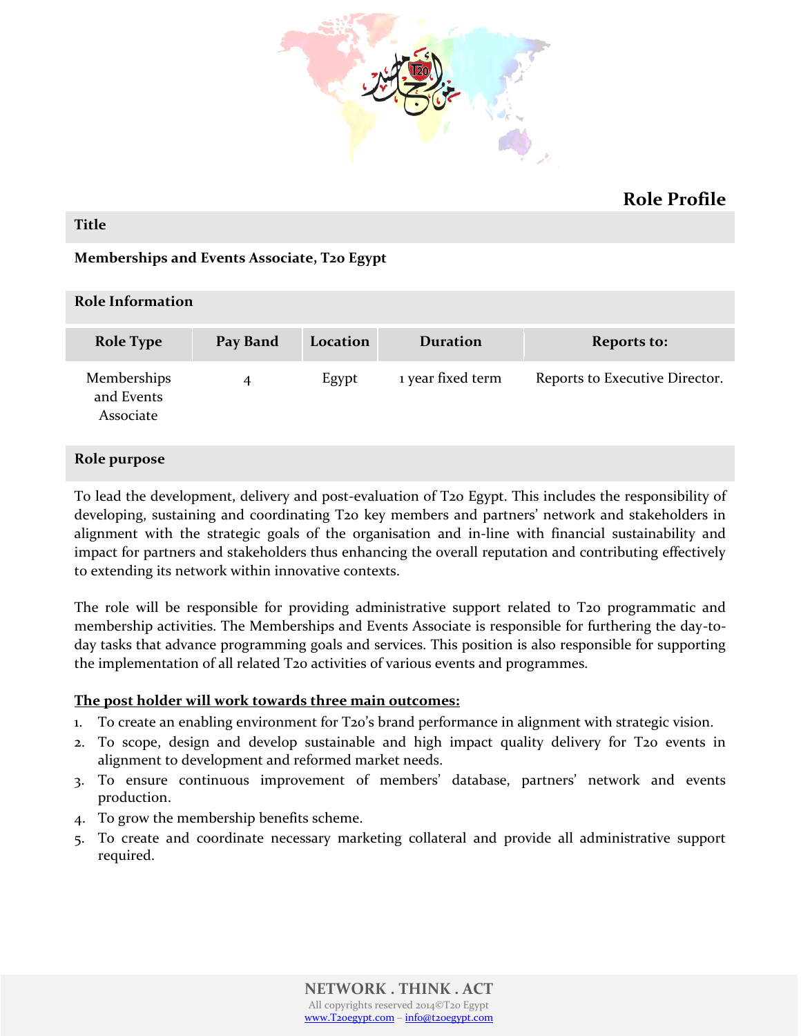# Role Profile

## Title

**Memberships and Events Associate, T20 Egypt**

## Role Information

| Role Type | Pay Band | Location | Duration | Reports to: |
|---|---|---|---|---|
| Memberships and Events Associate | 4 | Egypt | 1 year fixed term | Reports to Executive Director. |

## Role purpose

To lead the development, delivery and post-evaluation of T20 Egypt. This includes the responsibility of developing, sustaining and coordinating T20 key members and partners' network and stakeholders in alignment with the strategic goals of the organisation and in-line with financial sustainability and impact for partners and stakeholders thus enhancing the overall reputation and contributing effectively to extending its network within innovative contexts.

The role will be responsible for providing administrative support related to T20 programmatic and membership activities. The Memberships and Events Associate is responsible for furthering the day-to-day tasks that advance programming goals and services. This position is also responsible for supporting the implementation of all related T20 activities of various events and programmes.

**The post holder will work towards three main outcomes:**

1. To create an enabling environment for T20's brand performance in alignment with strategic vision.
2. To scope, design and develop sustainable and high impact quality delivery for T20 events in alignment to development and reformed market needs.
3. To ensure continuous improvement of members' database, partners' network and events production.
4. To grow the membership benefits scheme.
5. To create and coordinate necessary marketing collateral and provide all administrative support required.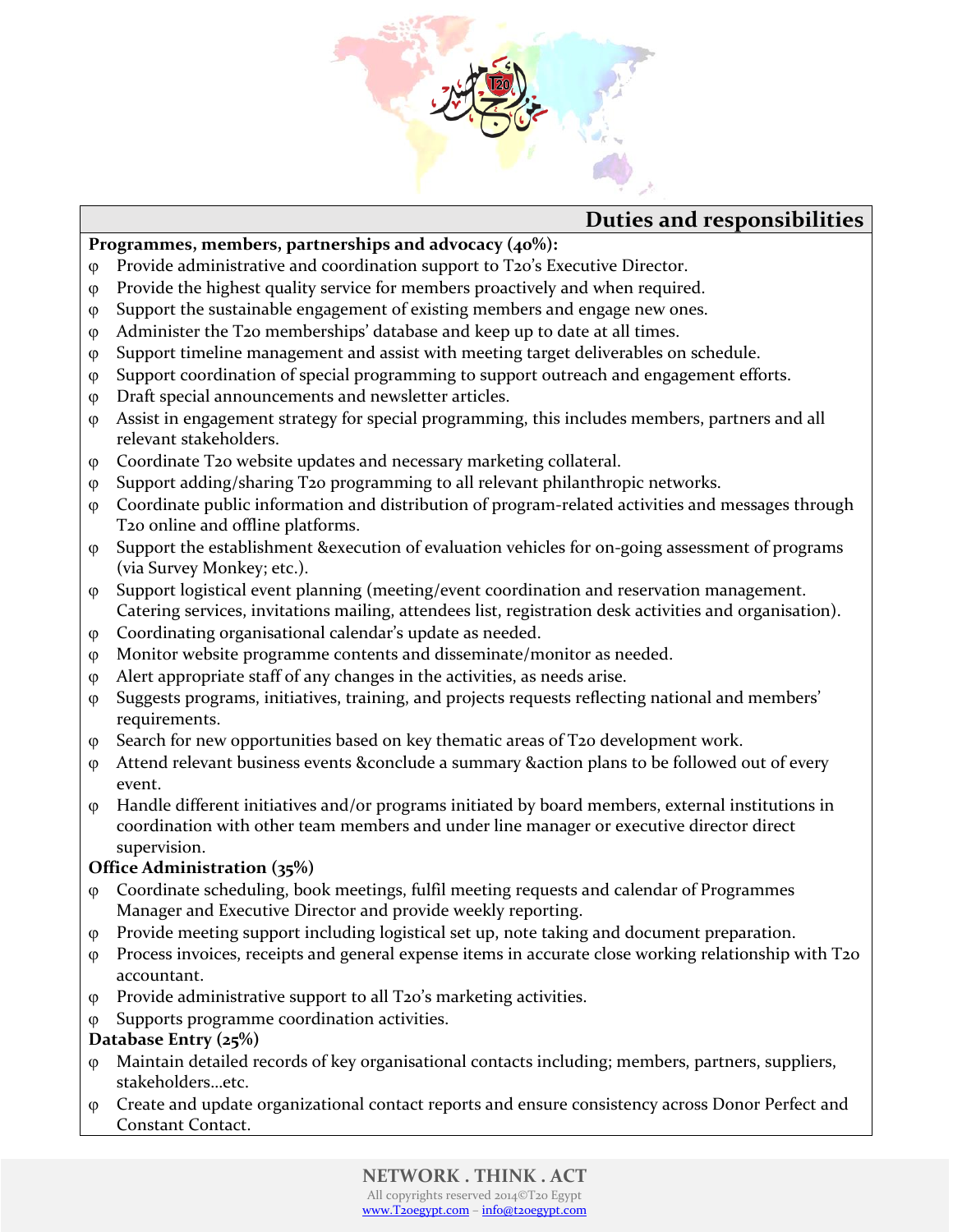## Duties and responsibilities

**Programmes, members, partnerships and advocacy (40%):**

- Provide administrative and coordination support to T20's Executive Director.
- Provide the highest quality service for members proactively and when required.
- Support the sustainable engagement of existing members and engage new ones.
- Administer the T20 memberships' database and keep up to date at all times.
- Support timeline management and assist with meeting target deliverables on schedule.
- Support coordination of special programming to support outreach and engagement efforts.
- Draft special announcements and newsletter articles.
- Assist in engagement strategy for special programming, this includes members, partners and all relevant stakeholders.
- Coordinate T20 website updates and necessary marketing collateral.
- Support adding/sharing T20 programming to all relevant philanthropic networks.
- Coordinate public information and distribution of program-related activities and messages through T20 online and offline platforms.
- Support the establishment &execution of evaluation vehicles for on-going assessment of programs (via Survey Monkey; etc.).
- Support logistical event planning (meeting/event coordination and reservation management. Catering services, invitations mailing, attendees list, registration desk activities and organisation).
- Coordinating organisational calendar's update as needed.
- Monitor website programme contents and disseminate/monitor as needed.
- Alert appropriate staff of any changes in the activities, as needs arise.
- Suggests programs, initiatives, training, and projects requests reflecting national and members' requirements.
- Search for new opportunities based on key thematic areas of T20 development work.
- Attend relevant business events &conclude a summary &action plans to be followed out of every event.
- Handle different initiatives and/or programs initiated by board members, external institutions in coordination with other team members and under line manager or executive director direct supervision.

**Office Administration (35%)**

- Coordinate scheduling, book meetings, fulfil meeting requests and calendar of Programmes Manager and Executive Director and provide weekly reporting.
- Provide meeting support including logistical set up, note taking and document preparation.
- Process invoices, receipts and general expense items in accurate close working relationship with T20 accountant.
- Provide administrative support to all T20's marketing activities.
- Supports programme coordination activities.

**Database Entry (25%)**

- Maintain detailed records of key organisational contacts including; members, partners, suppliers, stakeholders…etc.
- Create and update organizational contact reports and ensure consistency across Donor Perfect and Constant Contact.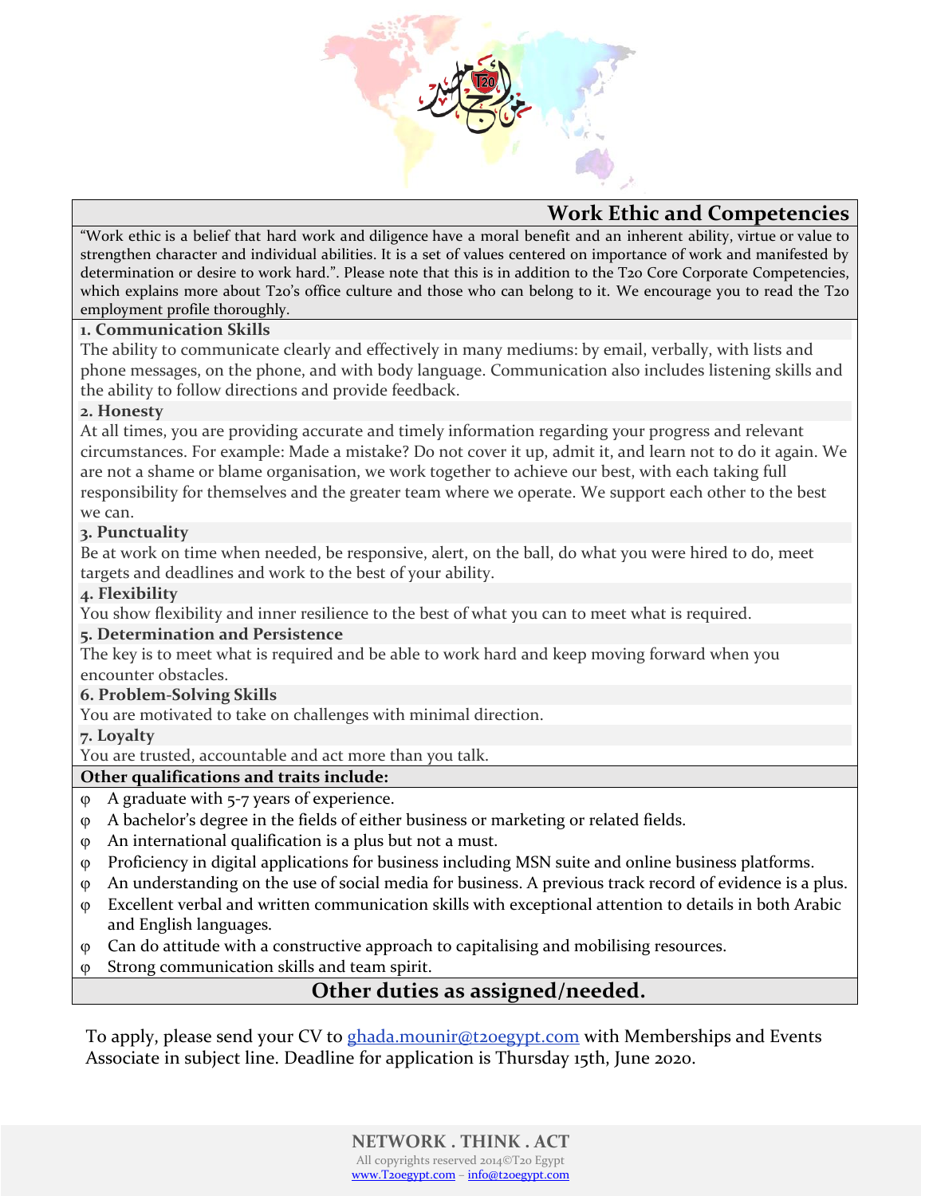## Work Ethic and Competencies

"Work ethic is a belief that hard work and diligence have a moral benefit and an inherent ability, virtue or value to strengthen character and individual abilities. It is a set of values centered on importance of work and manifested by determination or desire to work hard.". Please note that this is in addition to the T20 Core Corporate Competencies, which explains more about T20's office culture and those who can belong to it. We encourage you to read the T20 employment profile thoroughly.

**1. Communication Skills**

The ability to communicate clearly and effectively in many mediums: by email, verbally, with lists and phone messages, on the phone, and with body language. Communication also includes listening skills and the ability to follow directions and provide feedback.

**2. Honesty**

At all times, you are providing accurate and timely information regarding your progress and relevant circumstances. For example: Made a mistake? Do not cover it up, admit it, and learn not to do it again. We are not a shame or blame organisation, we work together to achieve our best, with each taking full responsibility for themselves and the greater team where we operate. We support each other to the best we can.

**3. Punctuality**

Be at work on time when needed, be responsive, alert, on the ball, do what you were hired to do, meet targets and deadlines and work to the best of your ability.

**4. Flexibility**

You show flexibility and inner resilience to the best of what you can to meet what is required.

**5. Determination and Persistence**

The key is to meet what is required and be able to work hard and keep moving forward when you encounter obstacles.

**6. Problem-Solving Skills**

You are motivated to take on challenges with minimal direction.

**7. Loyalty**

You are trusted, accountable and act more than you talk.

**Other qualifications and traits include:**

- A graduate with 5-7 years of experience.
- A bachelor's degree in the fields of either business or marketing or related fields.
- An international qualification is a plus but not a must.
- Proficiency in digital applications for business including MSN suite and online business platforms.
- An understanding on the use of social media for business. A previous track record of evidence is a plus.
- Excellent verbal and written communication skills with exceptional attention to details in both Arabic and English languages.
- Can do attitude with a constructive approach to capitalising and mobilising resources.
- Strong communication skills and team spirit.

**Other duties as assigned/needed.**

To apply, please send your CV to ghada.mounir@t20egypt.com with Memberships and Events Associate in subject line. Deadline for application is Thursday 15th, June 2020.

**NETWORK . THINK . ACT**

All copyrights reserved 2014©T20 Egypt

www.T20egypt.com – info@t20egypt.com